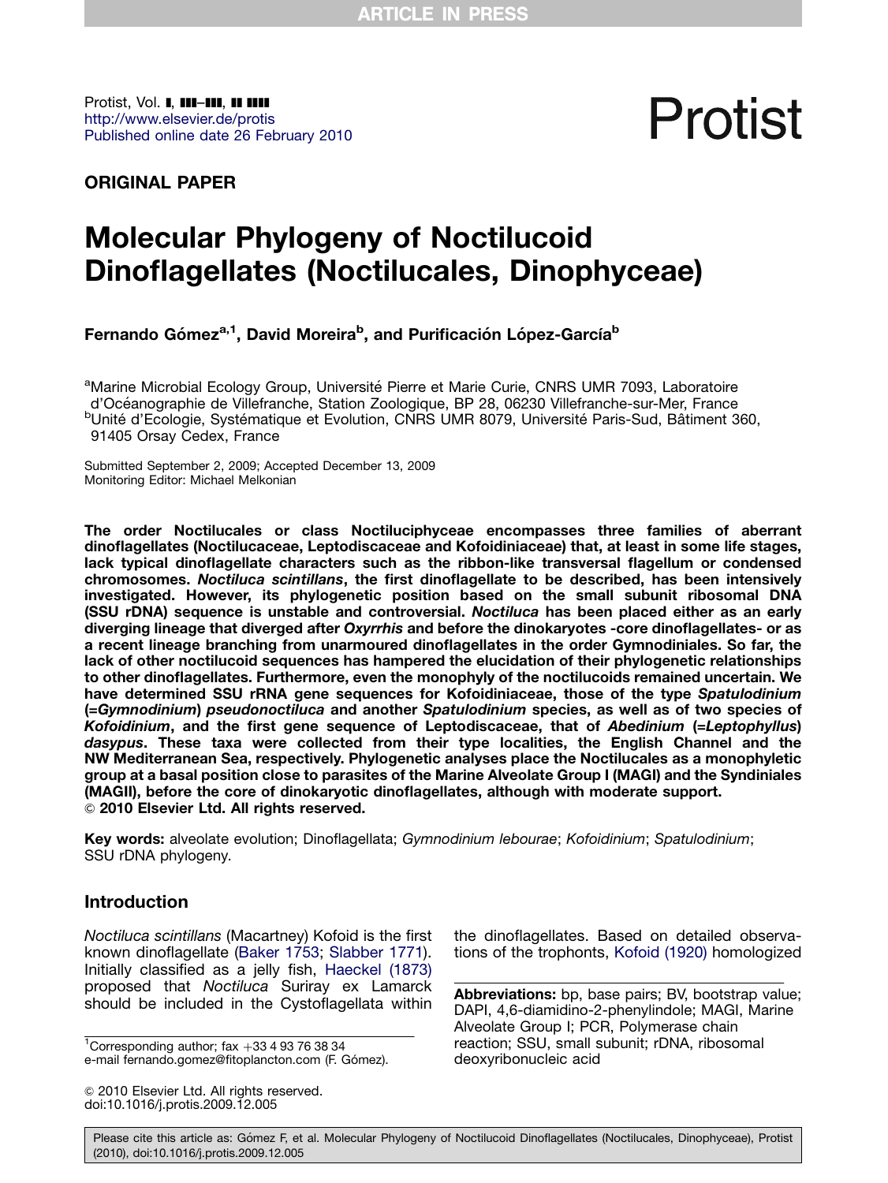ORIGINAL PAPER

# Molecular Phylogeny of Noctilucoid Dinoflagellates (Noctilucales, Dinophyceae)

Fernando Gómez[a,1], David Moreira[b], and Purificación López-García[b]

[a]Marine Microbial Ecology Group, Université Pierre et Marie Curie, CNRS UMR 7093, Laboratoire d'Océanographie de Villefranche, Station Zoologique, BP 28, 06230 Villefranche-sur-Mer, France
[b]Unité d'Ecologie, Systématique et Evolution, CNRS UMR 8079, Université Paris-Sud, Bâtiment 360, 91405 Orsay Cedex, France

Submitted September 2, 2009; Accepted December 13, 2009
Monitoring Editor: Michael Melkonian

**The order Noctilucales or class Noctiluciphyceae encompasses three families of aberrant dinoflagellates (Noctilucaceae, Leptodiscaceae and Kofoidiniaceae) that, at least in some life stages, lack typical dinoflagellate characters such as the ribbon-like transversal flagellum or condensed chromosomes. *Noctiluca scintillans*, the first dinoflagellate to be described, has been intensively investigated. However, its phylogenetic position based on the small subunit ribosomal DNA (SSU rDNA) sequence is unstable and controversial. *Noctiluca* has been placed either as an early diverging lineage that diverged after *Oxyrrhis* and before the dinokaryotes -core dinoflagellates- or as a recent lineage branching from unarmoured dinoflagellates in the order Gymnodiniales. So far, the lack of other noctilucoid sequences has hampered the elucidation of their phylogenetic relationships to other dinoflagellates. Furthermore, even the monophyly of the noctilucoids remained uncertain. We have determined SSU rRNA gene sequences for Kofoidiniaceae, those of the type *Spatulodinium* (=*Gymnodinium*) *pseudonoctiluca* and another *Spatulodinium* species, as well as of two species of *Kofoidinium*, and the first gene sequence of Leptodiscaceae, that of *Abedinium* (=*Leptophyllus*) *dasypus*. These taxa were collected from their type localities, the English Channel and the NW Mediterranean Sea, respectively. Phylogenetic analyses place the Noctilucales as a monophyletic group at a basal position close to parasites of the Marine Alveolate Group I (MAGI) and the Syndiniales (MAGII), before the core of dinokaryotic dinoflagellates, although with moderate support.**
**© 2010 Elsevier Ltd. All rights reserved.**

**Key words:** alveolate evolution; Dinoflagellata; *Gymnodinium leboura*e; *Kofoidinium*; *Spatulodinium*; SSU rDNA phylogeny.

## Introduction

*Noctiluca scintillans* (Macartney) Kofoid is the first known dinoflagellate (Baker 1753; Slabber 1771). Initially classified as a jelly fish, Haeckel (1873) proposed that *Noctiluca* Suriray ex Lamarck should be included in the Cystoflagellata within the dinoflagellates. Based on detailed observations of the trophonts, Kofoid (1920) homologized

[1]Corresponding author; fax +33 4 93 76 38 34
e-mail fernando.gomez@fitoplancton.com (F. Gómez).

**Abbreviations:** bp, base pairs; BV, bootstrap value; DAPI, 4,6-diamidino-2-phenylindole; MAGI, Marine Alveolate Group I; PCR, Polymerase chain reaction; SSU, small subunit; rDNA, ribosomal deoxyribonucleic acid

© 2010 Elsevier Ltd. All rights reserved.
doi:10.1016/j.protis.2009.12.005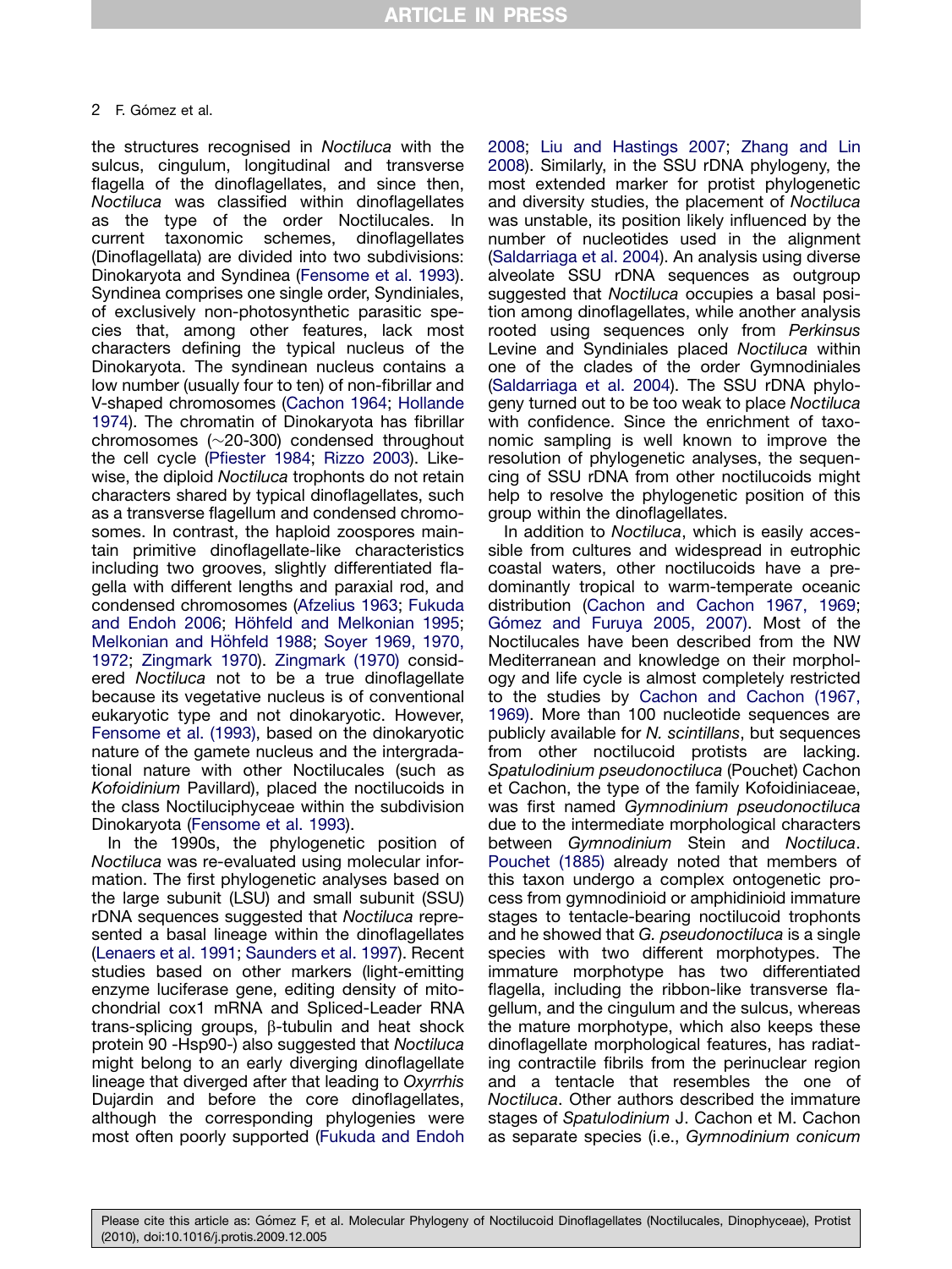the structures recognised in *Noctiluca* with the sulcus, cingulum, longitudinal and transverse flagella of the dinoflagellates, and since then, *Noctiluca* was classified within dinoflagellates as the type of the order Noctilucales. In current taxonomic schemes, dinoflagellates (Dinoflagellata) are divided into two subdivisions: Dinokaryota and Syndinea (Fensome et al. 1993). Syndinea comprises one single order, Syndiniales, of exclusively non-photosynthetic parasitic species that, among other features, lack most characters defining the typical nucleus of the Dinokaryota. The syndinean nucleus contains a low number (usually four to ten) of non-fibrillar and V-shaped chromosomes (Cachon 1964; Hollande 1974). The chromatin of Dinokaryota has fibrillar chromosomes (~20-300) condensed throughout the cell cycle (Pfiester 1984; Rizzo 2003). Likewise, the diploid *Noctiluca* trophonts do not retain characters shared by typical dinoflagellates, such as a transverse flagellum and condensed chromosomes. In contrast, the haploid zoospores maintain primitive dinoflagellate-like characteristics including two grooves, slightly differentiated flagella with different lengths and paraxial rod, and condensed chromosomes (Afzelius 1963; Fukuda and Endoh 2006; Höhfeld and Melkonian 1995; Melkonian and Höhfeld 1988; Soyer 1969, 1970, 1972; Zingmark 1970). Zingmark (1970) considered *Noctiluca* not to be a true dinoflagellate because its vegetative nucleus is of conventional eukaryotic type and not dinokaryotic. However, Fensome et al. (1993), based on the dinokaryotic nature of the gamete nucleus and the intergradational nature with other Noctilucales (such as *Kofoidinium* Pavillard), placed the noctilucoids in the class Noctiluciphyceae within the subdivision Dinokaryota (Fensome et al. 1993).

In the 1990s, the phylogenetic position of *Noctiluca* was re-evaluated using molecular information. The first phylogenetic analyses based on the large subunit (LSU) and small subunit (SSU) rDNA sequences suggested that *Noctiluca* represented a basal lineage within the dinoflagellates (Lenaers et al. 1991; Saunders et al. 1997). Recent studies based on other markers (light-emitting enzyme luciferase gene, editing density of mitochondrial cox1 mRNA and Spliced-Leader RNA trans-splicing groups, β-tubulin and heat shock protein 90 -Hsp90-) also suggested that *Noctiluca* might belong to an early diverging dinoflagellate lineage that diverged after that leading to *Oxyrrhis* Dujardin and before the core dinoflagellates, although the corresponding phylogenies were most often poorly supported (Fukuda and Endoh 2008; Liu and Hastings 2007; Zhang and Lin 2008). Similarly, in the SSU rDNA phylogeny, the most extended marker for protist phylogenetic and diversity studies, the placement of *Noctiluca* was unstable, its position likely influenced by the number of nucleotides used in the alignment (Saldarriaga et al. 2004). An analysis using diverse alveolate SSU rDNA sequences as outgroup suggested that *Noctiluca* occupies a basal position among dinoflagellates, while another analysis rooted using sequences only from *Perkinsus* Levine and Syndiniales placed *Noctiluca* within one of the clades of the order Gymnodiniales (Saldarriaga et al. 2004). The SSU rDNA phylogeny turned out to be too weak to place *Noctiluca* with confidence. Since the enrichment of taxonomic sampling is well known to improve the resolution of phylogenetic analyses, the sequencing of SSU rDNA from other noctilucoids might help to resolve the phylogenetic position of this group within the dinoflagellates.

In addition to *Noctiluca*, which is easily accessible from cultures and widespread in eutrophic coastal waters, other noctilucoids have a predominantly tropical to warm-temperate oceanic distribution (Cachon and Cachon 1967, 1969; Gómez and Furuya 2005, 2007). Most of the Noctilucales have been described from the NW Mediterranean and knowledge on their morphology and life cycle is almost completely restricted to the studies by Cachon and Cachon (1967, 1969). More than 100 nucleotide sequences are publicly available for *N. scintillans*, but sequences from other noctilucoid protists are lacking. *Spatulodinium pseudonoctiluca* (Pouchet) Cachon et Cachon, the type of the family Kofoidiniaceae, was first named *Gymnodinium pseudonoctiluca* due to the intermediate morphological characters between *Gymnodinium* Stein and *Noctiluca*. Pouchet (1885) already noted that members of this taxon undergo a complex ontogenetic process from gymnodinioid or amphidinioid immature stages to tentacle-bearing noctilucoid trophonts and he showed that *G. pseudonoctiluca* is a single species with two different morphotypes. The immature morphotype has two differentiated flagella, including the ribbon-like transverse flagellum, and the cingulum and the sulcus, whereas the mature morphotype, which also keeps these dinoflagellate morphological features, has radiating contractile fibrils from the perinuclear region and a tentacle that resembles the one of *Noctiluca*. Other authors described the immature stages of *Spatulodinium* J. Cachon et M. Cachon as separate species (i.e., *Gymnodinium conicum*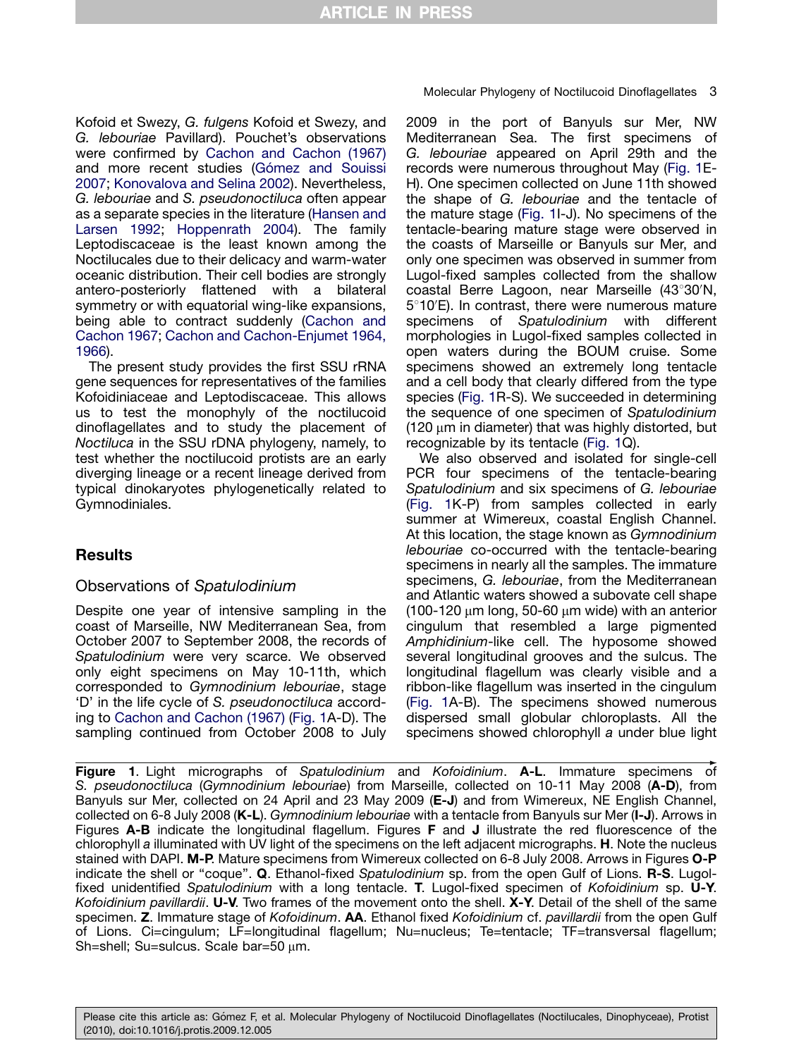Kofoid et Swezy, *G. fulgens* Kofoid et Swezy, and *G. lebouriae* Pavillard). Pouchet's observations were confirmed by Cachon and Cachon (1967) and more recent studies (Gómez and Souissi 2007; Konovalova and Selina 2002). Nevertheless, *G. lebouriae* and *S. pseudonoctiluca* often appear as a separate species in the literature (Hansen and Larsen 1992; Hoppenrath 2004). The family Leptodiscaceae is the least known among the Noctilucales due to their delicacy and warm-water oceanic distribution. Their cell bodies are strongly antero-posteriorly flattened with a bilateral symmetry or with equatorial wing-like expansions, being able to contract suddenly (Cachon and Cachon 1967; Cachon and Cachon-Enjumet 1964, 1966).

The present study provides the first SSU rRNA gene sequences for representatives of the families Kofoidiniaceae and Leptodiscaceae. This allows us to test the monophyly of the noctilucoid dinoflagellates and to study the placement of *Noctiluca* in the SSU rDNA phylogeny, namely, to test whether the noctilucoid protists are an early diverging lineage or a recent lineage derived from typical dinokaryotes phylogenetically related to Gymnodiniales.

## Results

### Observations of *Spatulodinium*

Despite one year of intensive sampling in the coast of Marseille, NW Mediterranean Sea, from October 2007 to September 2008, the records of *Spatulodinium* were very scarce. We observed only eight specimens on May 10-11th, which corresponded to *Gymnodinium lebouriae*, stage 'D' in the life cycle of *S. pseudonoctiluca* according to Cachon and Cachon (1967) (Fig. 1A-D). The sampling continued from October 2008 to July 2009 in the port of Banyuls sur Mer, NW Mediterranean Sea. The first specimens of *G. lebouriae* appeared on April 29th and the records were numerous throughout May (Fig. 1E-H). One specimen collected on June 11th showed the shape of *G. lebouriae* and the tentacle of the mature stage (Fig. 1I-J). No specimens of the tentacle-bearing mature stage were observed in the coasts of Marseille or Banyuls sur Mer, and only one specimen was observed in summer from Lugol-fixed samples collected from the shallow coastal Berre Lagoon, near Marseille (43°30′N, 5°10′E). In contrast, there were numerous mature specimens of *Spatulodinium* with different morphologies in Lugol-fixed samples collected in open waters during the BOUM cruise. Some specimens showed an extremely long tentacle and a cell body that clearly differed from the type species (Fig. 1R-S). We succeeded in determining the sequence of one specimen of *Spatulodinium* (120 μm in diameter) that was highly distorted, but recognizable by its tentacle (Fig. 1Q).

We also observed and isolated for single-cell PCR four specimens of the tentacle-bearing *Spatulodinium* and six specimens of *G. lebouriae* (Fig. 1K-P) from samples collected in early summer at Wimereux, coastal English Channel. At this location, the stage known as *Gymnodinium lebouriae* co-occurred with the tentacle-bearing specimens in nearly all the samples. The immature specimens, *G. lebouriae*, from the Mediterranean and Atlantic waters showed a subovate cell shape (100-120 μm long, 50-60 μm wide) with an anterior cingulum that resembled a large pigmented *Amphidinium*-like cell. The hyposome showed several longitudinal grooves and the sulcus. The longitudinal flagellum was clearly visible and a ribbon-like flagellum was inserted in the cingulum (Fig. 1A-B). The specimens showed numerous dispersed small globular chloroplasts. All the specimens showed chlorophyll *a* under blue light

**Figure 1**. Light micrographs of *Spatulodinium* and *Kofoidinium*. **A-L**. Immature specimens of *S. pseudonoctiluca* (*Gymnodinium lebouriae*) from Marseille, collected on 10-11 May 2008 (**A-D**), from Banyuls sur Mer, collected on 24 April and 23 May 2009 (**E-J**) and from Wimereux, NE English Channel, collected on 6-8 July 2008 (**K-L**). *Gymnodinium lebouriae* with a tentacle from Banyuls sur Mer (**I-J**). Arrows in Figures **A-B** indicate the longitudinal flagellum. Figures **F** and **J** illustrate the red fluorescence of the chlorophyll *a* illuminated with UV light of the specimens on the left adjacent micrographs. **H**. Note the nucleus stained with DAPI. **M-P**. Mature specimens from Wimereux collected on 6-8 July 2008. Arrows in Figures **O-P** indicate the shell or "coque". **Q**. Ethanol-fixed *Spatulodinium* sp. from the open Gulf of Lions. **R-S**. Lugol-fixed unidentified *Spatulodinium* with a long tentacle. **T**. Lugol-fixed specimen of *Kofoidinium* sp. **U-Y**. *Kofoidinium pavillardii*. **U-V**. Two frames of the movement onto the shell. **X-Y**. Detail of the shell of the same specimen. **Z**. Immature stage of *Kofoidinum*. **AA**. Ethanol fixed *Kofoidinium* cf. *pavillardii* from the open Gulf of Lions. Ci=cingulum; LF=longitudinal flagellum; Nu=nucleus; Te=tentacle; TF=transversal flagellum; Sh=shell; Su=sulcus. Scale bar=50 μm.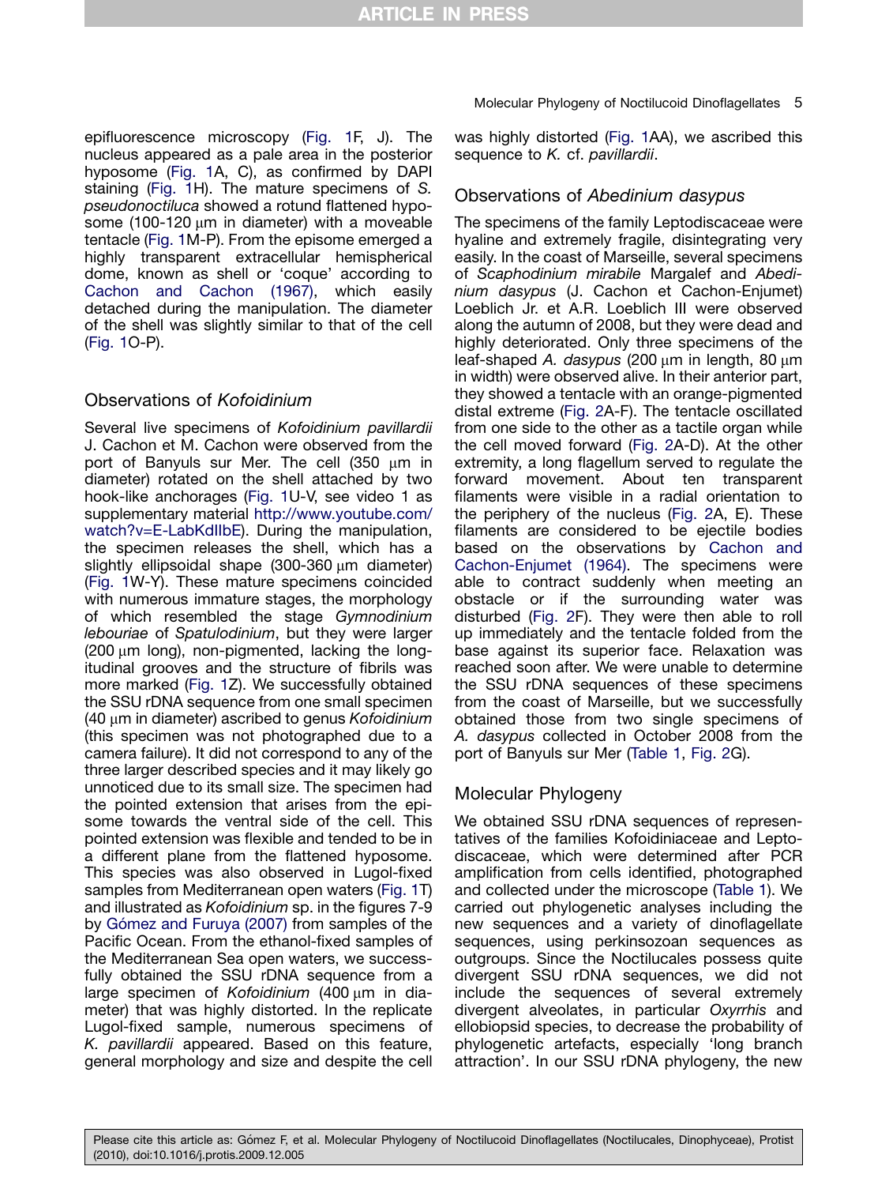epifluorescence microscopy (Fig. 1F, J). The nucleus appeared as a pale area in the posterior hyposome (Fig. 1A, C), as confirmed by DAPI staining (Fig. 1H). The mature specimens of *S. pseudonoctiluca* showed a rotund flattened hyposome (100-120 μm in diameter) with a moveable tentacle (Fig. 1M-P). From the episome emerged a highly transparent extracellular hemispherical dome, known as shell or 'coque' according to Cachon and Cachon (1967), which easily detached during the manipulation. The diameter of the shell was slightly similar to that of the cell (Fig. 1O-P).

## Observations of *Kofoidinium*

Several live specimens of *Kofoidinium pavillardii* J. Cachon et M. Cachon were observed from the port of Banyuls sur Mer. The cell (350 μm in diameter) rotated on the shell attached by two hook-like anchorages (Fig. 1U-V, see video 1 as supplementary material http://www.youtube.com/watch?v=E-LabKdIIbE). During the manipulation, the specimen releases the shell, which has a slightly ellipsoidal shape (300-360 μm diameter) (Fig. 1W-Y). These mature specimens coincided with numerous immature stages, the morphology of which resembled the stage *Gymnodinium lebouriae* of *Spatulodinium*, but they were larger (200 μm long), non-pigmented, lacking the longitudinal grooves and the structure of fibrils was more marked (Fig. 1Z). We successfully obtained the SSU rDNA sequence from one small specimen (40 μm in diameter) ascribed to genus *Kofoidinium* (this specimen was not photographed due to a camera failure). It did not correspond to any of the three larger described species and it may likely go unnoticed due to its small size. The specimen had the pointed extension that arises from the episome towards the ventral side of the cell. This pointed extension was flexible and tended to be in a different plane from the flattened hyposome. This species was also observed in Lugol-fixed samples from Mediterranean open waters (Fig. 1T) and illustrated as *Kofoidinium* sp. in the figures 7-9 by Gómez and Furuya (2007) from samples of the Pacific Ocean. From the ethanol-fixed samples of the Mediterranean Sea open waters, we successfully obtained the SSU rDNA sequence from a large specimen of *Kofoidinium* (400 μm in diameter) that was highly distorted. In the replicate Lugol-fixed sample, numerous specimens of *K. pavillardii* appeared. Based on this feature, general morphology and size and despite the cell was highly distorted (Fig. 1AA), we ascribed this sequence to *K.* cf. *pavillardii*.

## Observations of *Abedinium dasypus*

The specimens of the family Leptodiscaceae were hyaline and extremely fragile, disintegrating very easily. In the coast of Marseille, several specimens of *Scaphodinium mirabile* Margalef and *Abedinium dasypus* (J. Cachon et Cachon-Enjumet) Loeblich Jr. et A.R. Loeblich III were observed along the autumn of 2008, but they were dead and highly deteriorated. Only three specimens of the leaf-shaped *A. dasypus* (200 μm in length, 80 μm in width) were observed alive. In their anterior part, they showed a tentacle with an orange-pigmented distal extreme (Fig. 2A-F). The tentacle oscillated from one side to the other as a tactile organ while the cell moved forward (Fig. 2A-D). At the other extremity, a long flagellum served to regulate the forward movement. About ten transparent filaments were visible in a radial orientation to the periphery of the nucleus (Fig. 2A, E). These filaments are considered to be ejectile bodies based on the observations by Cachon and Cachon-Enjumet (1964). The specimens were able to contract suddenly when meeting an obstacle or if the surrounding water was disturbed (Fig. 2F). They were then able to roll up immediately and the tentacle folded from the base against its superior face. Relaxation was reached soon after. We were unable to determine the SSU rDNA sequences of these specimens from the coast of Marseille, but we successfully obtained those from two single specimens of *A. dasypus* collected in October 2008 from the port of Banyuls sur Mer (Table 1, Fig. 2G).

## Molecular Phylogeny

We obtained SSU rDNA sequences of representatives of the families Kofoidiniaceae and Leptodiscaceae, which were determined after PCR amplification from cells identified, photographed and collected under the microscope (Table 1). We carried out phylogenetic analyses including the new sequences and a variety of dinoflagellate sequences, using perkinsozoan sequences as outgroups. Since the Noctilucales possess quite divergent SSU rDNA sequences, we did not include the sequences of several extremely divergent alveolates, in particular *Oxyrrhis* and ellobiopsid species, to decrease the probability of phylogenetic artefacts, especially 'long branch attraction'. In our SSU rDNA phylogeny, the new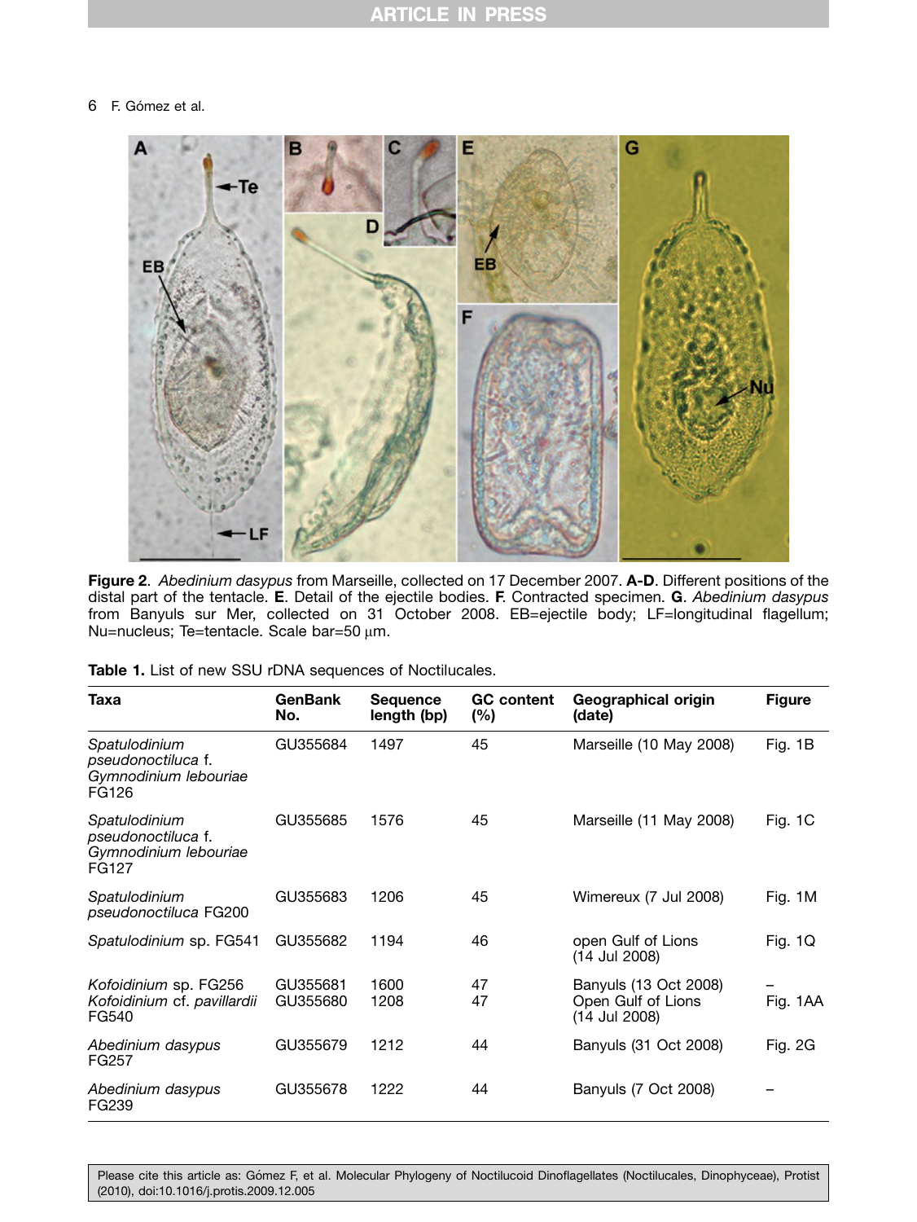**Figure 2**. *Abedinium dasypus* from Marseille, collected on 17 December 2007. **A-D**. Different positions of the distal part of the tentacle. **E**. Detail of the ejectile bodies. **F**. Contracted specimen. **G**. *Abedinium dasypus* from Banyuls sur Mer, collected on 31 October 2008. EB=ejectile body; LF=longitudinal flagellum; Nu=nucleus; Te=tentacle. Scale bar=50 μm.

**Table 1.** List of new SSU rDNA sequences of Noctilucales.

| Taxa | GenBank No. | Sequence length (bp) | GC content (%) | Geographical origin (date) | Figure |
|---|---|---|---|---|---|
| *Spatulodinium pseudonoctiluca* f. *Gymnodinium lebouriae* FG126 | GU355684 | 1497 | 45 | Marseille (10 May 2008) | Fig. 1B |
| *Spatulodinium pseudonoctiluca* f. *Gymnodinium lebouriae* FG127 | GU355685 | 1576 | 45 | Marseille (11 May 2008) | Fig. 1C |
| *Spatulodinium pseudonoctiluca* FG200 | GU355683 | 1206 | 45 | Wimereux (7 Jul 2008) | Fig. 1M |
| *Spatulodinium* sp. FG541 | GU355682 | 1194 | 46 | open Gulf of Lions (14 Jul 2008) | Fig. 1Q |
| *Kofoidinium* sp. FG256 | GU355681 | 1600 | 47 | Banyuls (13 Oct 2008) | – |
| *Kofoidinium* cf. *pavillardii* FG540 | GU355680 | 1208 | 47 | Open Gulf of Lions (14 Jul 2008) | Fig. 1AA |
| *Abedinium dasypus* FG257 | GU355679 | 1212 | 44 | Banyuls (31 Oct 2008) | Fig. 2G |
| *Abedinium dasypus* FG239 | GU355678 | 1222 | 44 | Banyuls (7 Oct 2008) | – |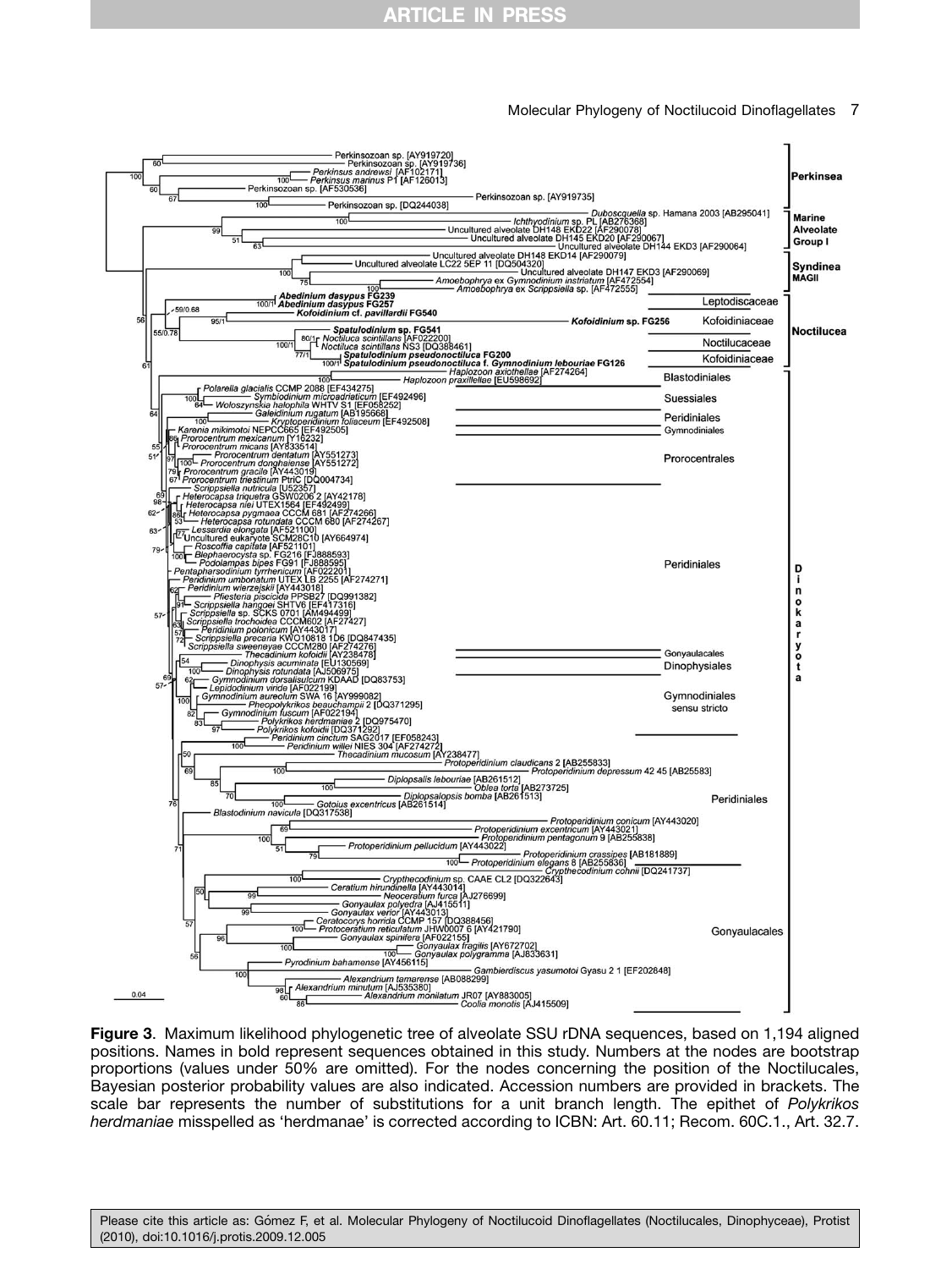**Figure 3**. Maximum likelihood phylogenetic tree of alveolate SSU rDNA sequences, based on 1,194 aligned positions. Names in bold represent sequences obtained in this study. Numbers at the nodes are bootstrap proportions (values under 50% are omitted). For the nodes concerning the position of the Noctilucales, Bayesian posterior probability values are also indicated. Accession numbers are provided in brackets. The scale bar represents the number of substitutions for a unit branch length. The epithet of *Polykrikos herdmaniae* misspelled as 'herdmanae' is corrected according to ICBN: Art. 60.11; Recom. 60C.1., Art. 32.7.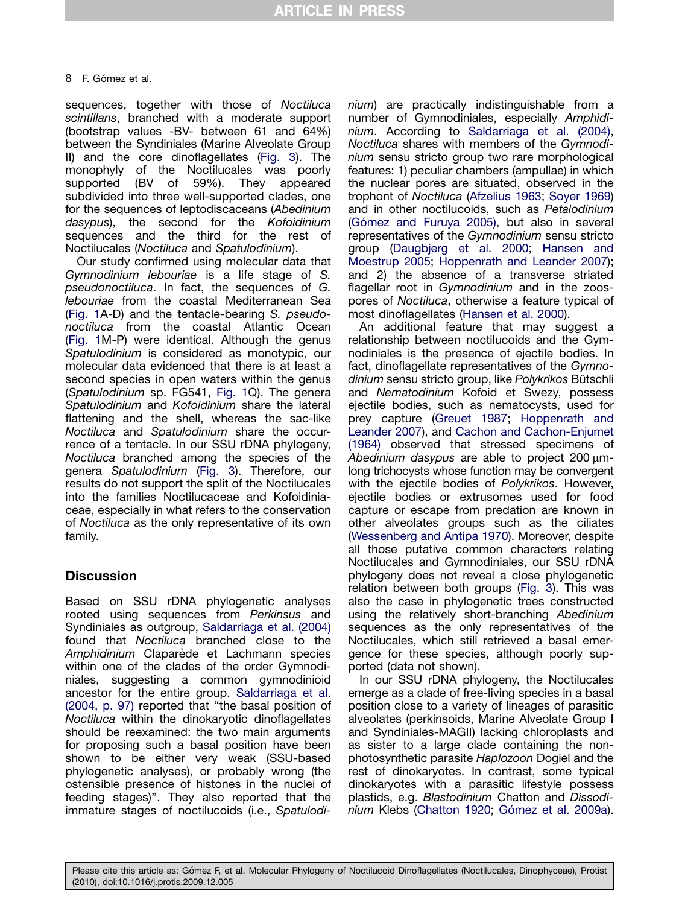sequences, together with those of *Noctiluca scintillans*, branched with a moderate support (bootstrap values -BV- between 61 and 64%) between the Syndiniales (Marine Alveolate Group II) and the core dinoflagellates (Fig. 3). The monophyly of the Noctilucales was poorly supported (BV of 59%). They appeared subdivided into three well-supported clades, one for the sequences of leptodiscaceans (*Abedinium dasypus*), the second for the *Kofoidinium* sequences and the third for the rest of Noctilucales (*Noctiluca* and *Spatulodinium*).

Our study confirmed using molecular data that *Gymnodinium lebouriae* is a life stage of *S. pseudonoctiluca*. In fact, the sequences of *G. lebouriae* from the coastal Mediterranean Sea (Fig. 1A-D) and the tentacle-bearing *S. pseudonoctiluca* from the coastal Atlantic Ocean (Fig. 1M-P) were identical. Although the genus *Spatulodinium* is considered as monotypic, our molecular data evidenced that there is at least a second species in open waters within the genus (*Spatulodinium* sp. FG541, Fig. 1Q). The genera *Spatulodinium* and *Kofoidinium* share the lateral flattening and the shell, whereas the sac-like *Noctiluca* and *Spatulodinium* share the occurrence of a tentacle. In our SSU rDNA phylogeny, *Noctiluca* branched among the species of the genera *Spatulodinium* (Fig. 3). Therefore, our results do not support the split of the Noctilucales into the families Noctilucaceae and Kofoidiniaceae, especially in what refers to the conservation of *Noctiluca* as the only representative of its own family.

## Discussion

Based on SSU rDNA phylogenetic analyses rooted using sequences from *Perkinsus* and Syndiniales as outgroup, Saldarriaga et al. (2004) found that *Noctiluca* branched close to the *Amphidinium* Claparède et Lachmann species within one of the clades of the order Gymnodiniales, suggesting a common gymnodinioid ancestor for the entire group. Saldarriaga et al. (2004, p. 97) reported that "the basal position of *Noctiluca* within the dinokaryotic dinoflagellates should be reexamined: the two main arguments for proposing such a basal position have been shown to be either very weak (SSU-based phylogenetic analyses), or probably wrong (the ostensible presence of histones in the nuclei of feeding stages)". They also reported that the immature stages of noctilucoids (i.e., *Spatulodinium*) are practically indistinguishable from a number of Gymnodiniales, especially *Amphidinium*. According to Saldarriaga et al. (2004), *Noctiluca* shares with members of the *Gymnodinium* sensu stricto group two rare morphological features: 1) peculiar chambers (ampullae) in which the nuclear pores are situated, observed in the trophont of *Noctiluca* (Afzelius 1963; Soyer 1969) and in other noctilucoids, such as *Petalodinium* (Gómez and Furuya 2005), but also in several representatives of the *Gymnodinium* sensu stricto group (Daugbjerg et al. 2000; Hansen and Moestrup 2005; Hoppenrath and Leander 2007); and 2) the absence of a transverse striated flagellar root in *Gymnodinium* and in the zoospores of *Noctiluca*, otherwise a feature typical of most dinoflagellates (Hansen et al. 2000).

An additional feature that may suggest a relationship between noctilucoids and the Gymnodiniales is the presence of ejectile bodies. In fact, dinoflagellate representatives of the *Gymnodinium* sensu stricto group, like *Polykrikos* Bütschli and *Nematodinium* Kofoid et Swezy, possess ejectile bodies, such as nematocysts, used for prey capture (Greuet 1987; Hoppenrath and Leander 2007), and Cachon and Cachon-Enjumet (1964) observed that stressed specimens of *Abedinium dasypus* are able to project 200 μm-long trichocysts whose function may be convergent with the ejectile bodies of *Polykrikos*. However, ejectile bodies or extrusomes used for food capture or escape from predation are known in other alveolates groups such as the ciliates (Wessenberg and Antipa 1970). Moreover, despite all those putative common characters relating Noctilucales and Gymnodiniales, our SSU rDNA phylogeny does not reveal a close phylogenetic relation between both groups (Fig. 3). This was also the case in phylogenetic trees constructed using the relatively short-branching *Abedinium* sequences as the only representatives of the Noctilucales, which still retrieved a basal emergence for these species, although poorly supported (data not shown).

In our SSU rDNA phylogeny, the Noctilucales emerge as a clade of free-living species in a basal position close to a variety of lineages of parasitic alveolates (perkinsoids, Marine Alveolate Group I and Syndiniales-MAGII) lacking chloroplasts and as sister to a large clade containing the non-photosynthetic parasite *Haplozoon* Dogiel and the rest of dinokaryotes. In contrast, some typical dinokaryotes with a parasitic lifestyle possess plastids, e.g. *Blastodinium* Chatton and *Dissodinium* Klebs (Chatton 1920; Gómez et al. 2009a).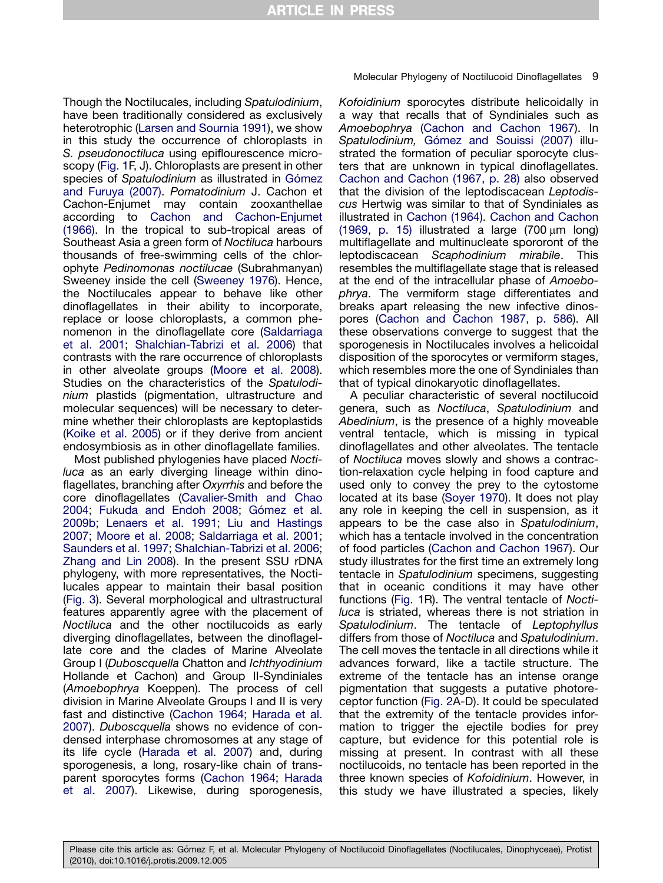Though the Noctilucales, including *Spatulodinium*, have been traditionally considered as exclusively heterotrophic (Larsen and Sournia 1991), we show in this study the occurrence of chloroplasts in *S. pseudonoctiluca* using epiflourescence microscopy (Fig. 1F, J). Chloroplasts are present in other species of *Spatulodinium* as illustrated in Gómez and Furuya (2007). *Pomatodinium* J. Cachon et Cachon-Enjumet may contain zooxanthellae according to Cachon and Cachon-Enjumet (1966). In the tropical to sub-tropical areas of Southeast Asia a green form of *Noctiluca* harbours thousands of free-swimming cells of the chlorophyte *Pedinomonas noctilucae* (Subrahmanyan) Sweeney inside the cell (Sweeney 1976). Hence, the Noctilucales appear to behave like other dinoflagellates in their ability to incorporate, replace or loose chloroplasts, a common phenomenon in the dinoflagellate core (Saldarriaga et al. 2001; Shalchian-Tabrizi et al. 2006) that contrasts with the rare occurrence of chloroplasts in other alveolate groups (Moore et al. 2008). Studies on the characteristics of the *Spatulodinium* plastids (pigmentation, ultrastructure and molecular sequences) will be necessary to determine whether their chloroplasts are keptoplastids (Koike et al. 2005) or if they derive from ancient endosymbiosis as in other dinoflagellate families.

Most published phylogenies have placed *Noctiluca* as an early diverging lineage within dinoflagellates, branching after *Oxyrrhis* and before the core dinoflagellates (Cavalier-Smith and Chao 2004; Fukuda and Endoh 2008; Gómez et al. 2009b; Lenaers et al. 1991; Liu and Hastings 2007; Moore et al. 2008; Saldarriaga et al. 2001; Saunders et al. 1997; Shalchian-Tabrizi et al. 2006; Zhang and Lin 2008). In the present SSU rDNA phylogeny, with more representatives, the Noctilucales appear to maintain their basal position (Fig. 3). Several morphological and ultrastructural features apparently agree with the placement of *Noctiluca* and the other noctilucoids as early diverging dinoflagellates, between the dinoflagellate core and the clades of Marine Alveolate Group I (*Duboscquella* Chatton and *Ichthyodinium* Hollande et Cachon) and Group II-Syndiniales (*Amoebophrya* Koeppen). The process of cell division in Marine Alveolate Groups I and II is very fast and distinctive (Cachon 1964; Harada et al. 2007). *Duboscquella* shows no evidence of condensed interphase chromosomes at any stage of its life cycle (Harada et al. 2007) and, during sporogenesis, a long, rosary-like chain of transparent sporocytes forms (Cachon 1964; Harada et al. 2007). Likewise, during sporogenesis, *Kofoidinium* sporocytes distribute helicoidally in a way that recalls that of Syndiniales such as *Amoebophrya* (Cachon and Cachon 1967). In *Spatulodinium,* Gómez and Souissi (2007) illustrated the formation of peculiar sporocyte clusters that are unknown in typical dinoflagellates. Cachon and Cachon (1967, p. 28) also observed that the division of the leptodiscacean *Leptodiscus* Hertwig was similar to that of Syndiniales as illustrated in Cachon (1964). Cachon and Cachon (1969, p. 15) illustrated a large (700 μm long) multiflagellate and multinucleate spororont of the leptodiscacean *Scaphodinium mirabile*. This resembles the multiflagellate stage that is released at the end of the intracellular phase of *Amoebophrya*. The vermiform stage differentiates and breaks apart releasing the new infective dinospores (Cachon and Cachon 1987, p. 586). All these observations converge to suggest that the sporogenesis in Noctilucales involves a helicoidal disposition of the sporocytes or vermiform stages, which resembles more the one of Syndiniales than that of typical dinokaryotic dinoflagellates.

A peculiar characteristic of several noctilucoid genera, such as *Noctiluca*, *Spatulodinium* and *Abedinium*, is the presence of a highly moveable ventral tentacle, which is missing in typical dinoflagellates and other alveolates. The tentacle of *Noctiluca* moves slowly and shows a contraction-relaxation cycle helping in food capture and used only to convey the prey to the cytostome located at its base (Soyer 1970). It does not play any role in keeping the cell in suspension, as it appears to be the case also in *Spatulodinium*, which has a tentacle involved in the concentration of food particles (Cachon and Cachon 1967). Our study illustrates for the first time an extremely long tentacle in *Spatulodinium* specimens, suggesting that in oceanic conditions it may have other functions (Fig. 1R). The ventral tentacle of *Noctiluca* is striated, whereas there is not striation in *Spatulodinium*. The tentacle of *Leptophyllus* differs from those of *Noctiluca* and *Spatulodinium*. The cell moves the tentacle in all directions while it advances forward, like a tactile structure. The extreme of the tentacle has an intense orange pigmentation that suggests a putative photoreceptor function (Fig. 2A-D). It could be speculated that the extremity of the tentacle provides information to trigger the ejectile bodies for prey capture, but evidence for this potential role is missing at present. In contrast with all these noctilucoids, no tentacle has been reported in the three known species of *Kofoidinium*. However, in this study we have illustrated a species, likely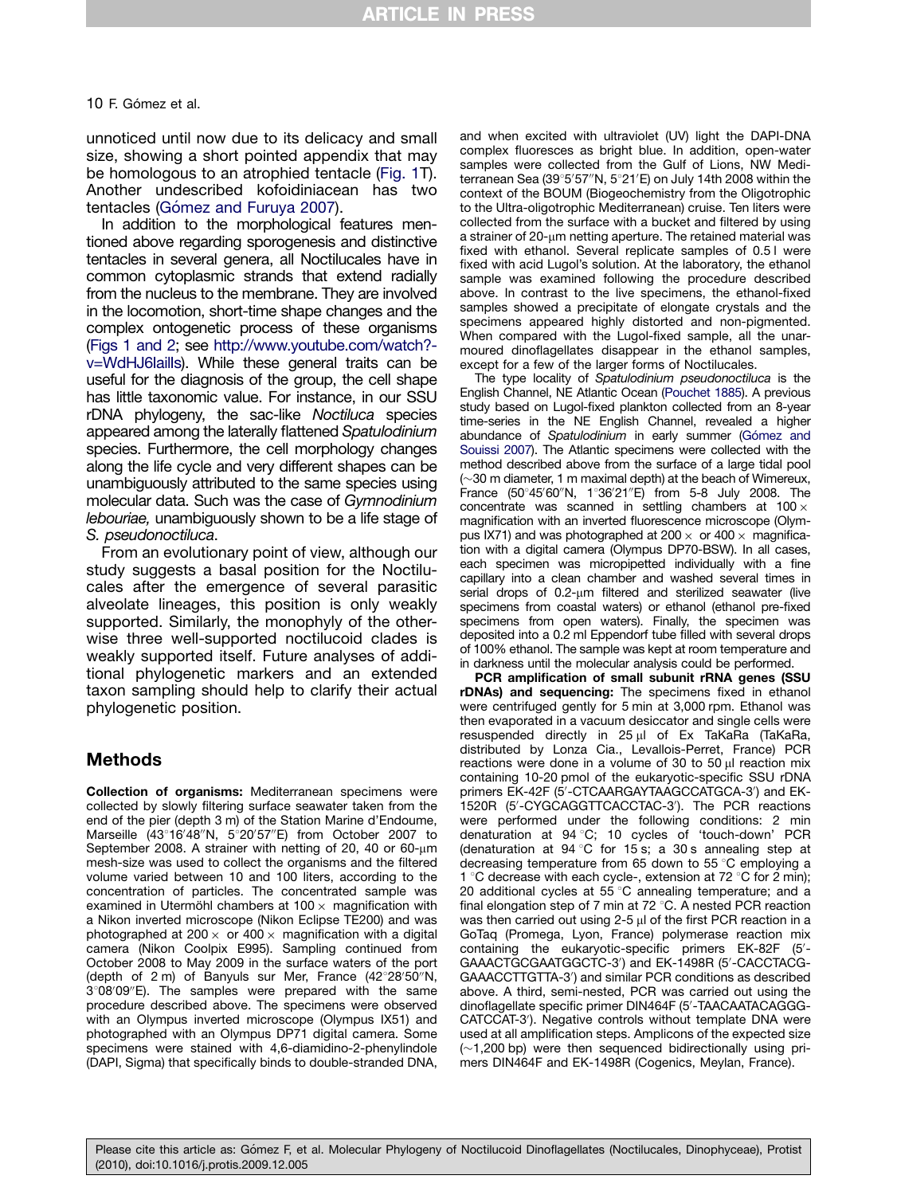unnoticed until now due to its delicacy and small size, showing a short pointed appendix that may be homologous to an atrophied tentacle (Fig. 1T). Another undescribed kofoidiniacean has two tentacles (Gómez and Furuya 2007).

In addition to the morphological features mentioned above regarding sporogenesis and distinctive tentacles in several genera, all Noctilucales have in common cytoplasmic strands that extend radially from the nucleus to the membrane. They are involved in the locomotion, short-time shape changes and the complex ontogenetic process of these organisms (Figs 1 and 2; see http://www.youtube.com/watch?v=WdHJ6laills). While these general traits can be useful for the diagnosis of the group, the cell shape has little taxonomic value. For instance, in our SSU rDNA phylogeny, the sac-like *Noctiluca* species appeared among the laterally flattened *Spatulodinium* species. Furthermore, the cell morphology changes along the life cycle and very different shapes can be unambiguously attributed to the same species using molecular data. Such was the case of *Gymnodinium lebouriae,* unambiguously shown to be a life stage of *S. pseudonoctiluca*.

From an evolutionary point of view, although our study suggests a basal position for the Noctilucales after the emergence of several parasitic alveolate lineages, this position is only weakly supported. Similarly, the monophyly of the otherwise three well-supported noctilucoid clades is weakly supported itself. Future analyses of additional phylogenetic markers and an extended taxon sampling should help to clarify their actual phylogenetic position.

## Methods

**Collection of organisms:** Mediterranean specimens were collected by slowly filtering surface seawater taken from the end of the pier (depth 3 m) of the Station Marine d'Endoume, Marseille (43°16′48″N, 5°20′57″E) from October 2007 to September 2008. A strainer with netting of 20, 40 or 60-μm mesh-size was used to collect the organisms and the filtered volume varied between 10 and 100 liters, according to the concentration of particles. The concentrated sample was examined in Utermöhl chambers at 100× magnification with a Nikon inverted microscope (Nikon Eclipse TE200) and was photographed at 200× or 400× magnification with a digital camera (Nikon Coolpix E995). Sampling continued from October 2008 to May 2009 in the surface waters of the port (depth of 2 m) of Banyuls sur Mer, France (42°28′50″N, 3°08′09″E). The samples were prepared with the same procedure described above. The specimens were observed with an Olympus inverted microscope (Olympus IX51) and photographed with an Olympus DP71 digital camera. Some specimens were stained with 4,6-diamidino-2-phenylindole (DAPI, Sigma) that specifically binds to double-stranded DNA, and when excited with ultraviolet (UV) light the DAPI-DNA complex fluoresces as bright blue. In addition, open-water samples were collected from the Gulf of Lions, NW Mediterranean Sea (39°5′57″N, 5°21′E) on July 14th 2008 within the context of the BOUM (Biogeochemistry from the Oligotrophic to the Ultra-oligotrophic Mediterranean) cruise. Ten liters were collected from the surface with a bucket and filtered by using a strainer of 20-μm netting aperture. The retained material was fixed with ethanol. Several replicate samples of 0.5 l were fixed with acid Lugol's solution. At the laboratory, the ethanol sample was examined following the procedure described above. In contrast to the live specimens, the ethanol-fixed samples showed a precipitate of elongate crystals and the specimens appeared highly distorted and non-pigmented. When compared with the Lugol-fixed sample, all the unarmoured dinoflagellates disappear in the ethanol samples, except for a few of the larger forms of Noctilucales.

The type locality of *Spatulodinium pseudonoctiluca* is the English Channel, NE Atlantic Ocean (Pouchet 1885). A previous study based on Lugol-fixed plankton collected from an 8-year time-series in the NE English Channel, revealed a higher abundance of *Spatulodinium* in early summer (Gómez and Souissi 2007). The Atlantic specimens were collected with the method described above from the surface of a large tidal pool (~30 m diameter, 1 m maximal depth) at the beach of Wimereux, France (50°45′60″N, 1°36′21″E) from 5-8 July 2008. The concentrate was scanned in settling chambers at 100× magnification with an inverted fluorescence microscope (Olympus IX71) and was photographed at 200× or 400× magnification with a digital camera (Olympus DP70-BSW). In all cases, each specimen was micropipetted individually with a fine capillary into a clean chamber and washed several times in serial drops of 0.2-μm filtered and sterilized seawater (live specimens from coastal waters) or ethanol (ethanol pre-fixed specimens from open waters). Finally, the specimen was deposited into a 0.2 ml Eppendorf tube filled with several drops of 100% ethanol. The sample was kept at room temperature and in darkness until the molecular analysis could be performed.

**PCR amplification of small subunit rRNA genes (SSU rDNAs) and sequencing:** The specimens fixed in ethanol were centrifuged gently for 5 min at 3,000 rpm. Ethanol was then evaporated in a vacuum desiccator and single cells were resuspended directly in 25 μl of Ex TaKaRa (TaKaRa, distributed by Lonza Cia., Levallois-Perret, France) PCR reactions were done in a volume of 30 to 50 μl reaction mix containing 10-20 pmol of the eukaryotic-specific SSU rDNA primers EK-42F (5′-CTCAARGAYTAAGCCATGCA-3′) and EK-1520R (5′-CYGCAGGTTCACCTAC-3′). The PCR reactions were performed under the following conditions: 2 min denaturation at 94 °C; 10 cycles of 'touch-down' PCR (denaturation at 94 °C for 15 s; a 30 s annealing step at decreasing temperature from 65 down to 55 °C employing a 1 °C decrease with each cycle-, extension at 72 °C for 2 min); 20 additional cycles at 55 °C annealing temperature; and a final elongation step of 7 min at 72 °C. A nested PCR reaction was then carried out using 2-5 μl of the first PCR reaction in a GoTaq (Promega, Lyon, France) polymerase reaction mix containing the eukaryotic-specific primers EK-82F (5′-GAAACTGCGAATGGCTC-3′) and EK-1498R (5′-CACCTACG-GAAACCTTGTTA-3′) and similar PCR conditions as described above. A third, semi-nested, PCR was carried out using the dinoflagellate specific primer DIN464F (5′-TAACAATACAGGG-CATCCAT-3′). Negative controls without template DNA were used at all amplification steps. Amplicons of the expected size (~1,200 bp) were then sequenced bidirectionally using primers DIN464F and EK-1498R (Cogenics, Meylan, France).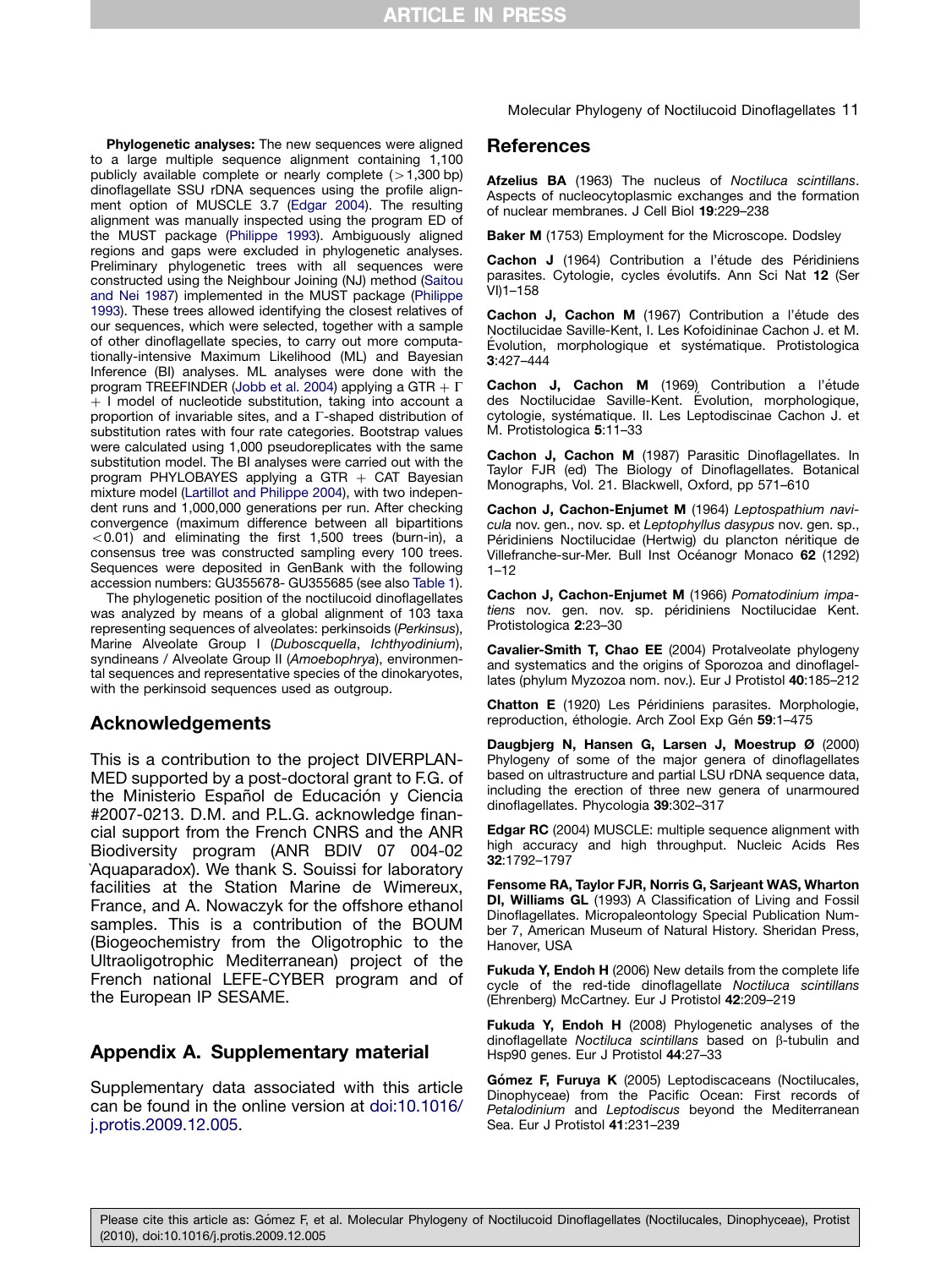**Phylogenetic analyses:** The new sequences were aligned to a large multiple sequence alignment containing 1,100 publicly available complete or nearly complete (>1,300 bp) dinoflagellate SSU rDNA sequences using the profile alignment option of MUSCLE 3.7 (Edgar 2004). The resulting alignment was manually inspected using the program ED of the MUST package (Philippe 1993). Ambiguously aligned regions and gaps were excluded in phylogenetic analyses. Preliminary phylogenetic trees with all sequences were constructed using the Neighbour Joining (NJ) method (Saitou and Nei 1987) implemented in the MUST package (Philippe 1993). These trees allowed identifying the closest relatives of our sequences, which were selected, together with a sample of other dinoflagellate species, to carry out more computationally-intensive Maximum Likelihood (ML) and Bayesian Inference (BI) analyses. ML analyses were done with the program TREEFINDER (Jobb et al. 2004) applying a GTR + $\Gamma$ + I model of nucleotide substitution, taking into account a proportion of invariable sites, and a $\Gamma$-shaped distribution of substitution rates with four rate categories. Bootstrap values were calculated using 1,000 pseudoreplicates with the same substitution model. The BI analyses were carried out with the program PHYLOBAYES applying a GTR + CAT Bayesian mixture model (Lartillot and Philippe 2004), with two independent runs and 1,000,000 generations per run. After checking convergence (maximum difference between all bipartitions $<0.01$) and eliminating the first 1,500 trees (burn-in), a consensus tree was constructed sampling every 100 trees. Sequences were deposited in GenBank with the following accession numbers: GU355678- GU355685 (see also Table 1).

The phylogenetic position of the noctilucoid dinoflagellates was analyzed by means of a global alignment of 103 taxa representing sequences of alveolates: perkinsoids (*Perkinsus*), Marine Alveolate Group I (*Duboscquella*, *Ichthyodinium*), syndineans / Alveolate Group II (*Amoebophrya*), environmental sequences and representative species of the dinokaryotes, with the perkinsoid sequences used as outgroup.

## Acknowledgements

This is a contribution to the project DIVERPLAN-MED supported by a post-doctoral grant to F.G. of the Ministerio Español de Educación y Ciencia #2007-0213. D.M. and P.L.G. acknowledge financial support from the French CNRS and the ANR Biodiversity program (ANR BDIV 07 004-02 'Aquaparadox). We thank S. Souissi for laboratory facilities at the Station Marine de Wimereux, France, and A. Nowaczyk for the offshore ethanol samples. This is a contribution of the BOUM (Biogeochemistry from the Oligotrophic to the Ultraoligotrophic Mediterranean) project of the French national LEFE-CYBER program and of the European IP SESAME.

## Appendix A. Supplementary material

Supplementary data associated with this article can be found in the online version at doi:10.1016/j.protis.2009.12.005.

## References

**Afzelius BA** (1963) The nucleus of *Noctiluca scintillans*. Aspects of nucleocytoplasmic exchanges and the formation of nuclear membranes. J Cell Biol **19**:229–238

**Baker M** (1753) Employment for the Microscope. Dodsley

**Cachon J** (1964) Contribution a l'étude des Péridiniens parasites. Cytologie, cycles évolutifs. Ann Sci Nat **12** (Ser VI)1–158

**Cachon J, Cachon M** (1967) Contribution a l'étude des Noctilucidae Saville-Kent, I. Les Kofoidininae Cachon J. et M. Évolution, morphologique et systématique. Protistologica **3**:427–444

**Cachon J, Cachon M** (1969) Contribution a l'étude des Noctilucidae Saville-Kent. Évolution, morphologique, cytologie, systématique. II. Les Leptodiscinae Cachon J. et M. Protistologica **5**:11–33

**Cachon J, Cachon M** (1987) Parasitic Dinoflagellates. In Taylor FJR (ed) The Biology of Dinoflagellates. Botanical Monographs, Vol. 21. Blackwell, Oxford, pp 571–610

**Cachon J, Cachon-Enjumet M** (1964) *Leptospathium navicula* nov. gen., nov. sp. et *Leptophyllus dasypus* nov. gen. sp., Péridiniens Noctilucidae (Hertwig) du plancton néritique de Villefranche-sur-Mer. Bull Inst Océanogr Monaco **62** (1292) 1–12

**Cachon J, Cachon-Enjumet M** (1966) *Pomatodinium impatiens* nov. gen. nov. sp. péridiniens Noctilucidae Kent. Protistologica **2**:23–30

**Cavalier-Smith T, Chao EE** (2004) Protalveolate phylogeny and systematics and the origins of Sporozoa and dinoflagellates (phylum Myzozoa nom. nov.). Eur J Protistol **40**:185–212

**Chatton E** (1920) Les Péridiniens parasites. Morphologie, reproduction, éthologie. Arch Zool Exp Gén **59**:1–475

**Daugbjerg N, Hansen G, Larsen J, Moestrup Ø** (2000) Phylogeny of some of the major genera of dinoflagellates based on ultrastructure and partial LSU rDNA sequence data, including the erection of three new genera of unarmoured dinoflagellates. Phycologia **39**:302–317

**Edgar RC** (2004) MUSCLE: multiple sequence alignment with high accuracy and high throughput. Nucleic Acids Res **32**:1792–1797

**Fensome RA, Taylor FJR, Norris G, Sarjeant WAS, Wharton DI, Williams GL** (1993) A Classification of Living and Fossil Dinoflagellates. Micropaleontology Special Publication Number 7, American Museum of Natural History. Sheridan Press, Hanover, USA

**Fukuda Y, Endoh H** (2006) New details from the complete life cycle of the red-tide dinoflagellate *Noctiluca scintillans* (Ehrenberg) McCartney. Eur J Protistol **42**:209–219

**Fukuda Y, Endoh H** (2008) Phylogenetic analyses of the dinoflagellate *Noctiluca scintillans* based on β-tubulin and Hsp90 genes. Eur J Protistol **44**:27–33

**Gómez F, Furuya K** (2005) Leptodiscaceans (Noctilucales, Dinophyceae) from the Pacific Ocean: First records of *Petalodinium* and *Leptodiscus* beyond the Mediterranean Sea. Eur J Protistol **41**:231–239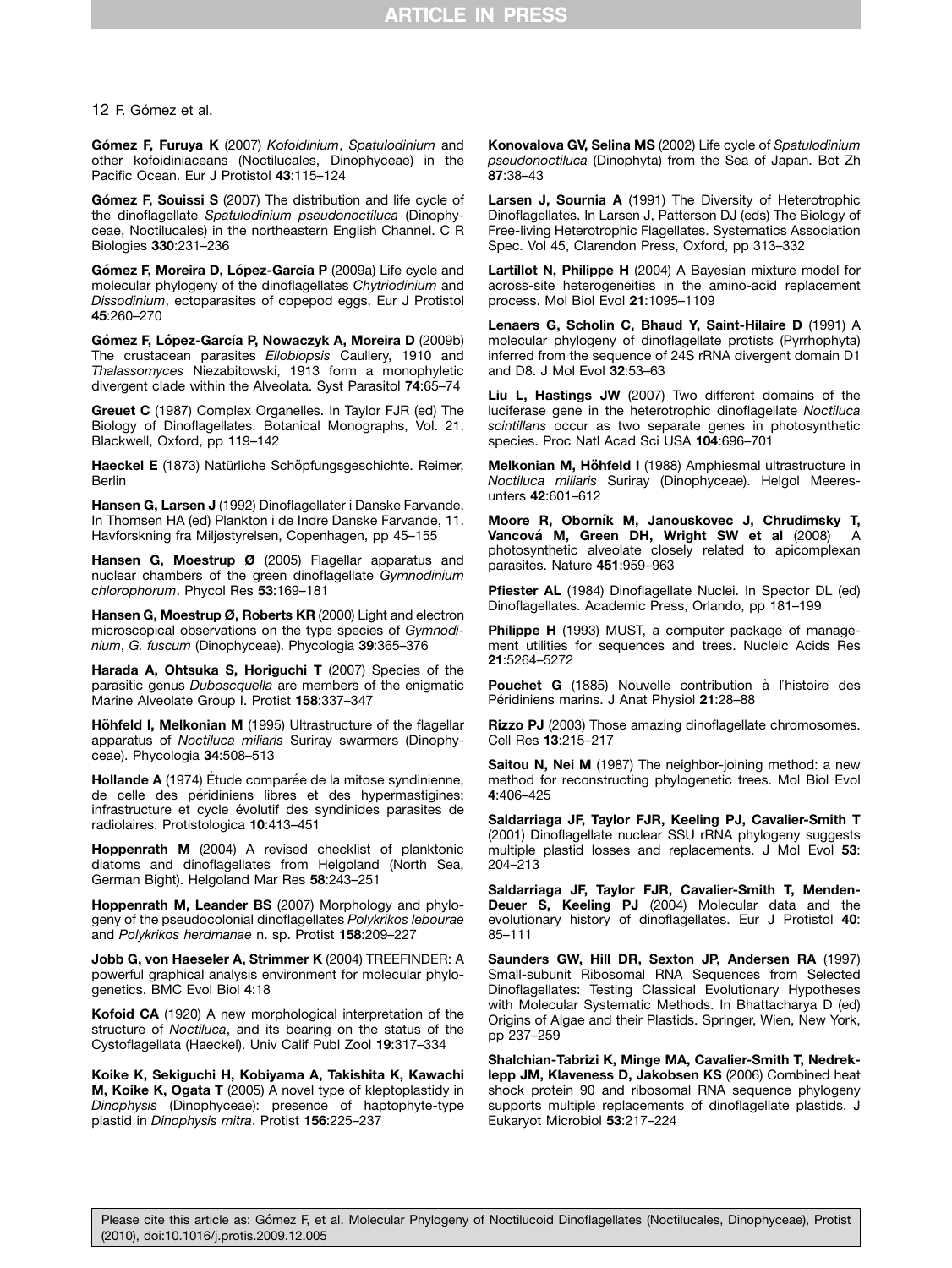**Gómez F, Furuya K** (2007) *Kofoidinium*, *Spatulodinium* and other kofoidiniaceans (Noctilucales, Dinophyceae) in the Pacific Ocean. Eur J Protistol **43**:115–124

**Gómez F, Souissi S** (2007) The distribution and life cycle of the dinoflagellate *Spatulodinium pseudonoctiluca* (Dinophyceae, Noctilucales) in the northeastern English Channel. C R Biologies **330**:231–236

**Gómez F, Moreira D, López-García P** (2009a) Life cycle and molecular phylogeny of the dinoflagellates *Chytriodinium* and *Dissodinium*, ectoparasites of copepod eggs. Eur J Protistol **45**:260–270

**Gómez F, López-García P, Nowaczyk A, Moreira D** (2009b) The crustacean parasites *Ellobiopsis* Caullery, 1910 and *Thalassomyces* Niezabitowski, 1913 form a monophyletic divergent clade within the Alveolata. Syst Parasitol **74**:65–74

**Greuet C** (1987) Complex Organelles. In Taylor FJR (ed) The Biology of Dinoflagellates. Botanical Monographs, Vol. 21. Blackwell, Oxford, pp 119–142

**Haeckel E** (1873) Natürliche Schöpfungsgeschichte. Reimer, Berlin

**Hansen G, Larsen J** (1992) Dinoflagellater i Danske Farvande. In Thomsen HA (ed) Plankton i de Indre Danske Farvande, 11. Havforskning fra Miljøstyrelsen, Copenhagen, pp 45–155

**Hansen G, Moestrup Ø** (2005) Flagellar apparatus and nuclear chambers of the green dinoflagellate *Gymnodinium chlorophorum*. Phycol Res **53**:169–181

**Hansen G, Moestrup Ø, Roberts KR** (2000) Light and electron microscopical observations on the type species of *Gymnodinium*, *G. fuscum* (Dinophyceae). Phycologia **39**:365–376

**Harada A, Ohtsuka S, Horiguchi T** (2007) Species of the parasitic genus *Duboscquella* are members of the enigmatic Marine Alveolate Group I. Protist **158**:337–347

**Höhfeld I, Melkonian M** (1995) Ultrastructure of the flagellar apparatus of *Noctiluca miliaris* Suriray swarmers (Dinophyceae). Phycologia **34**:508–513

**Hollande A** (1974) Étude comparée de la mitose syndinienne, de celle des péridiniens libres et des hypermastigines; infrastructure et cycle évolutif des syndinides parasites de radiolaires. Protistologica **10**:413–451

**Hoppenrath M** (2004) A revised checklist of planktonic diatoms and dinoflagellates from Helgoland (North Sea, German Bight). Helgoland Mar Res **58**:243–251

**Hoppenrath M, Leander BS** (2007) Morphology and phylogeny of the pseudocolonial dinoflagellates *Polykrikos lebourae* and *Polykrikos herdmanae* n. sp. Protist **158**:209–227

**Jobb G, von Haeseler A, Strimmer K** (2004) TREEFINDER: A powerful graphical analysis environment for molecular phylogenetics. BMC Evol Biol **4**:18

**Kofoid CA** (1920) A new morphological interpretation of the structure of *Noctiluca*, and its bearing on the status of the Cystoflagellata (Haeckel). Univ Calif Publ Zool **19**:317–334

**Koike K, Sekiguchi H, Kobiyama A, Takishita K, Kawachi M, Koike K, Ogata T** (2005) A novel type of kleptoplastidy in *Dinophysis* (Dinophyceae): presence of haptophyte-type plastid in *Dinophysis mitra*. Protist **156**:225–237

**Konovalova GV, Selina MS** (2002) Life cycle of *Spatulodinium pseudonoctiluca* (Dinophyta) from the Sea of Japan. Bot Zh **87**:38–43

**Larsen J, Sournia A** (1991) The Diversity of Heterotrophic Dinoflagellates. In Larsen J, Patterson DJ (eds) The Biology of Free-living Heterotrophic Flagellates. Systematics Association Spec. Vol 45, Clarendon Press, Oxford, pp 313–332

**Lartillot N, Philippe H** (2004) A Bayesian mixture model for across-site heterogeneities in the amino-acid replacement process. Mol Biol Evol **21**:1095–1109

**Lenaers G, Scholin C, Bhaud Y, Saint-Hilaire D** (1991) A molecular phylogeny of dinoflagellate protists (Pyrrhophyta) inferred from the sequence of 24S rRNA divergent domain D1 and D8. J Mol Evol **32**:53–63

**Liu L, Hastings JW** (2007) Two different domains of the luciferase gene in the heterotrophic dinoflagellate *Noctiluca scintillans* occur as two separate genes in photosynthetic species. Proc Natl Acad Sci USA **104**:696–701

**Melkonian M, Höhfeld I** (1988) Amphiesmal ultrastructure in *Noctiluca miliaris* Suriray (Dinophyceae). Helgol Meeresunters **42**:601–612

**Moore R, Oborník M, Janouskovec J, Chrudimsky T, Vancová M, Green DH, Wright SW et al** (2008) A photosynthetic alveolate closely related to apicomplexan parasites. Nature **451**:959–963

**Pfiester AL** (1984) Dinoflagellate Nuclei. In Spector DL (ed) Dinoflagellates. Academic Press, Orlando, pp 181–199

**Philippe H** (1993) MUST, a computer package of management utilities for sequences and trees. Nucleic Acids Res **21**:5264–5272

**Pouchet G** (1885) Nouvelle contribution à l'histoire des Péridiniens marins. J Anat Physiol **21**:28–88

**Rizzo PJ** (2003) Those amazing dinoflagellate chromosomes. Cell Res **13**:215–217

**Saitou N, Nei M** (1987) The neighbor-joining method: a new method for reconstructing phylogenetic trees. Mol Biol Evol **4**:406–425

**Saldarriaga JF, Taylor FJR, Keeling PJ, Cavalier-Smith T** (2001) Dinoflagellate nuclear SSU rRNA phylogeny suggests multiple plastid losses and replacements. J Mol Evol **53**: 204–213

**Saldarriaga JF, Taylor FJR, Cavalier-Smith T, Menden-Deuer S, Keeling PJ** (2004) Molecular data and the evolutionary history of dinoflagellates. Eur J Protistol **40**: 85–111

**Saunders GW, Hill DR, Sexton JP, Andersen RA** (1997) Small-subunit Ribosomal RNA Sequences from Selected Dinoflagellates: Testing Classical Evolutionary Hypotheses with Molecular Systematic Methods. In Bhattacharya D (ed) Origins of Algae and their Plastids. Springer, Wien, New York, pp 237–259

**Shalchian-Tabrizi K, Minge MA, Cavalier-Smith T, Nedreklepp JM, Klaveness D, Jakobsen KS** (2006) Combined heat shock protein 90 and ribosomal RNA sequence phylogeny supports multiple replacements of dinoflagellate plastids. J Eukaryot Microbiol **53**:217–224

Please cite this article as: Gómez F, et al. Molecular Phylogeny of Noctilucoid Dinoflagellates (Noctilucales, Dinophyceae), Protist (2010), doi:10.1016/j.protis.2009.12.005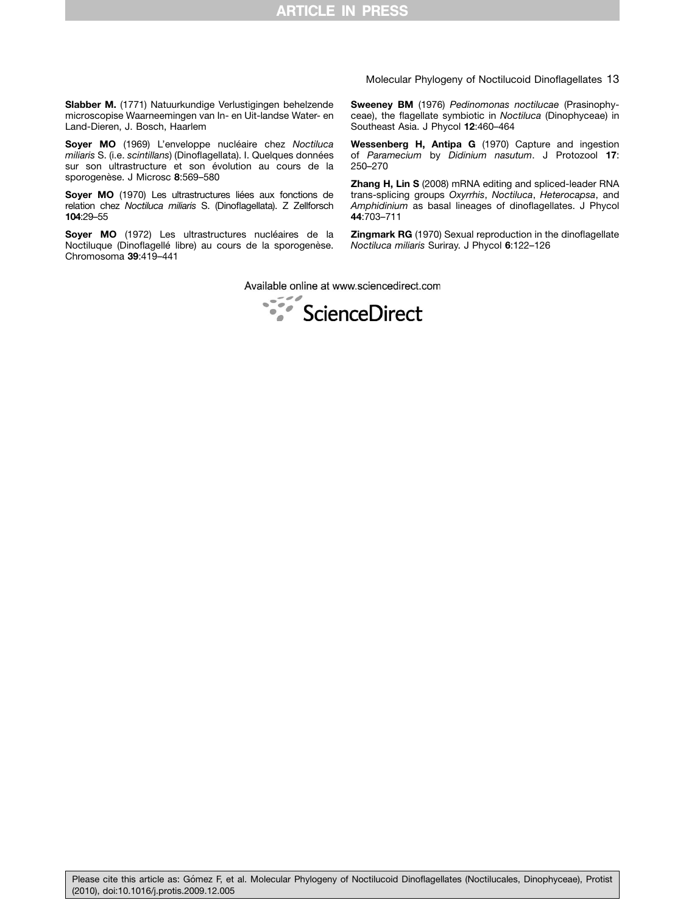**Slabber M.** (1771) Natuurkundige Verlustigingen behelzende microscopise Waarneemingen van In- en Uit-landse Water- en Land-Dieren, J. Bosch, Haarlem

**Soyer MO** (1969) L'enveloppe nucléaire chez *Noctiluca miliaris* S. (i.e. *scintillans*) (Dinoflagellata). I. Quelques données sur son ultrastructure et son évolution au cours de la sporogenèse. J Microsc **8**:569–580

**Soyer MO** (1970) Les ultrastructures liées aux fonctions de relation chez *Noctiluca miliaris* S. (Dinoflagellata). Z Zellforsch **104**:29–55

**Soyer MO** (1972) Les ultrastructures nucléaires de la Noctiluque (Dinoflagellé libre) au cours de la sporogenèse. Chromosoma **39**:419–441

**Sweeney BM** (1976) *Pedinomonas noctilucae* (Prasinophyceae), the flagellate symbiotic in *Noctiluca* (Dinophyceae) in Southeast Asia. J Phycol **12**:460–464

**Wessenberg H, Antipa G** (1970) Capture and ingestion of *Paramecium* by *Didinium nasutum*. J Protozool **17**: 250–270

**Zhang H, Lin S** (2008) mRNA editing and spliced-leader RNA trans-splicing groups *Oxyrrhis*, *Noctiluca*, *Heterocapsa*, and *Amphidinium* as basal lineages of dinoflagellates. J Phycol **44**:703–711

**Zingmark RG** (1970) Sexual reproduction in the dinoflagellate *Noctiluca miliaris* Suriray. J Phycol **6**:122–126

Available online at www.sciencedirect.com

Please cite this article as: Gómez F, et al. Molecular Phylogeny of Noctilucoid Dinoflagellates (Noctilucales, Dinophyceae), Protist (2010), doi:10.1016/j.protis.2009.12.005